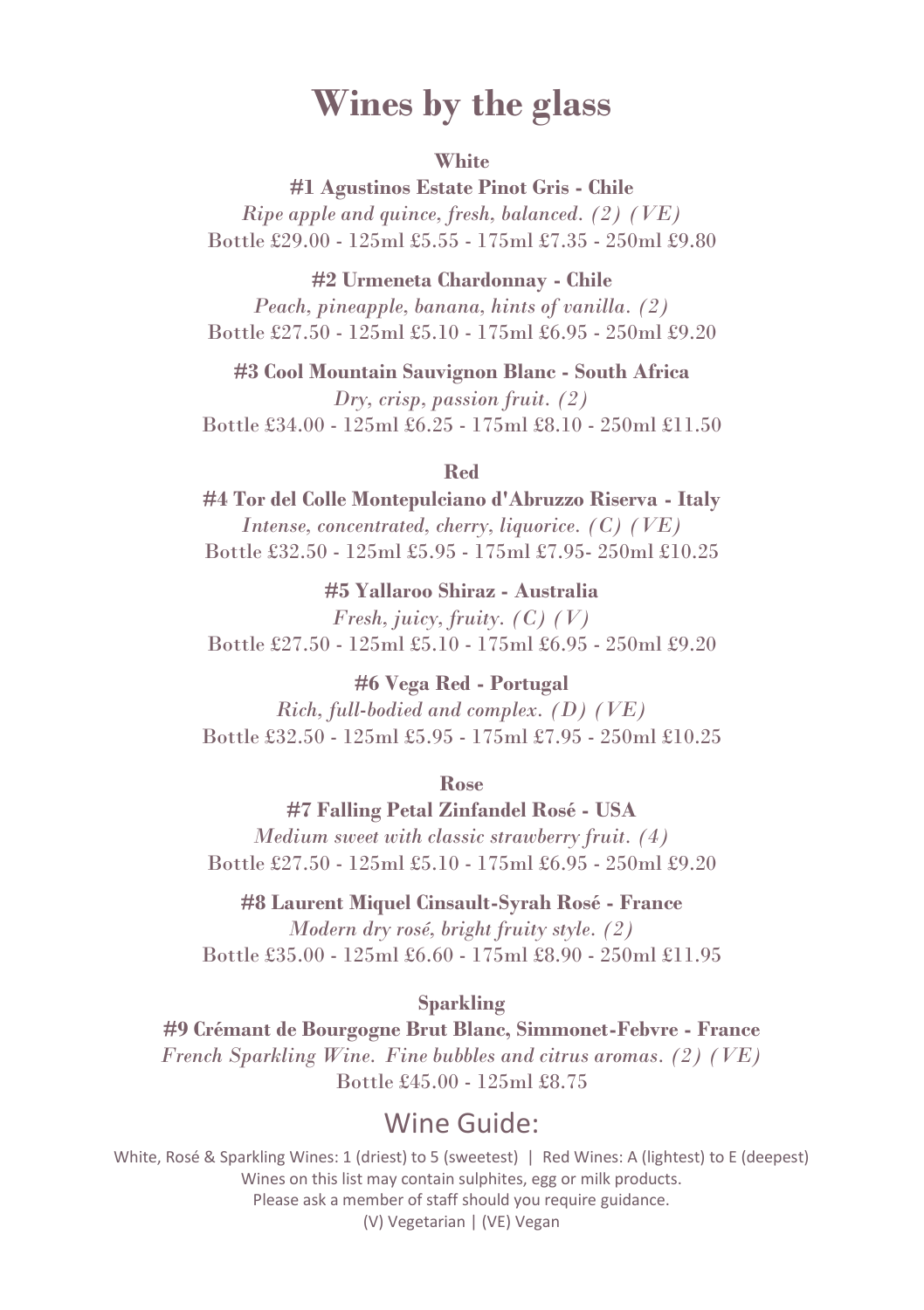# Wines by the glass

### White

**#1 Agustinos Estate Pinot Gris - Chile**
*Ripe apple and quince, fresh, balanced. (2) (VE)*
Bottle £29.00 - 125ml £5.55 - 175ml £7.35 - 250ml £9.80

**#2 Urmeneta Chardonnay - Chile**
*Peach, pineapple, banana, hints of vanilla. (2)*
Bottle £27.50 - 125ml £5.10 - 175ml £6.95 - 250ml £9.20

**#3 Cool Mountain Sauvignon Blanc - South Africa**
*Dry, crisp, passion fruit. (2)*
Bottle £34.00 - 125ml £6.25 - 175ml £8.10 - 250ml £11.50

### Red

**#4 Tor del Colle Montepulciano d'Abruzzo Riserva - Italy**
*Intense, concentrated, cherry, liquorice. (C) (VE)*
Bottle £32.50 - 125ml £5.95 - 175ml £7.95- 250ml £10.25

**#5 Yallaroo Shiraz - Australia**
*Fresh, juicy, fruity. (C) (V)*
Bottle £27.50 - 125ml £5.10 - 175ml £6.95 - 250ml £9.20

**#6 Vega Red - Portugal**
*Rich, full-bodied and complex. (D) (VE)*
Bottle £32.50 - 125ml £5.95 - 175ml £7.95 - 250ml £10.25

### Rose

**#7 Falling Petal Zinfandel Rosé - USA**
*Medium sweet with classic strawberry fruit. (4)*
Bottle £27.50 - 125ml £5.10 - 175ml £6.95 - 250ml £9.20

**#8 Laurent Miquel Cinsault-Syrah Rosé - France**
*Modern dry rosé, bright fruity style. (2)*
Bottle £35.00 - 125ml £6.60 - 175ml £8.90 - 250ml £11.95

### Sparkling

**#9 Crémant de Bourgogne Brut Blanc, Simmonet-Febvre - France**
*French Sparkling Wine. Fine bubbles and citrus aromas. (2) (VE)*
Bottle £45.00 - 125ml £8.75

## Wine Guide:

White, Rosé & Sparkling Wines: 1 (driest) to 5 (sweetest) | Red Wines: A (lightest) to E (deepest)
Wines on this list may contain sulphites, egg or milk products.
Please ask a member of staff should you require guidance.
(V) Vegetarian | (VE) Vegan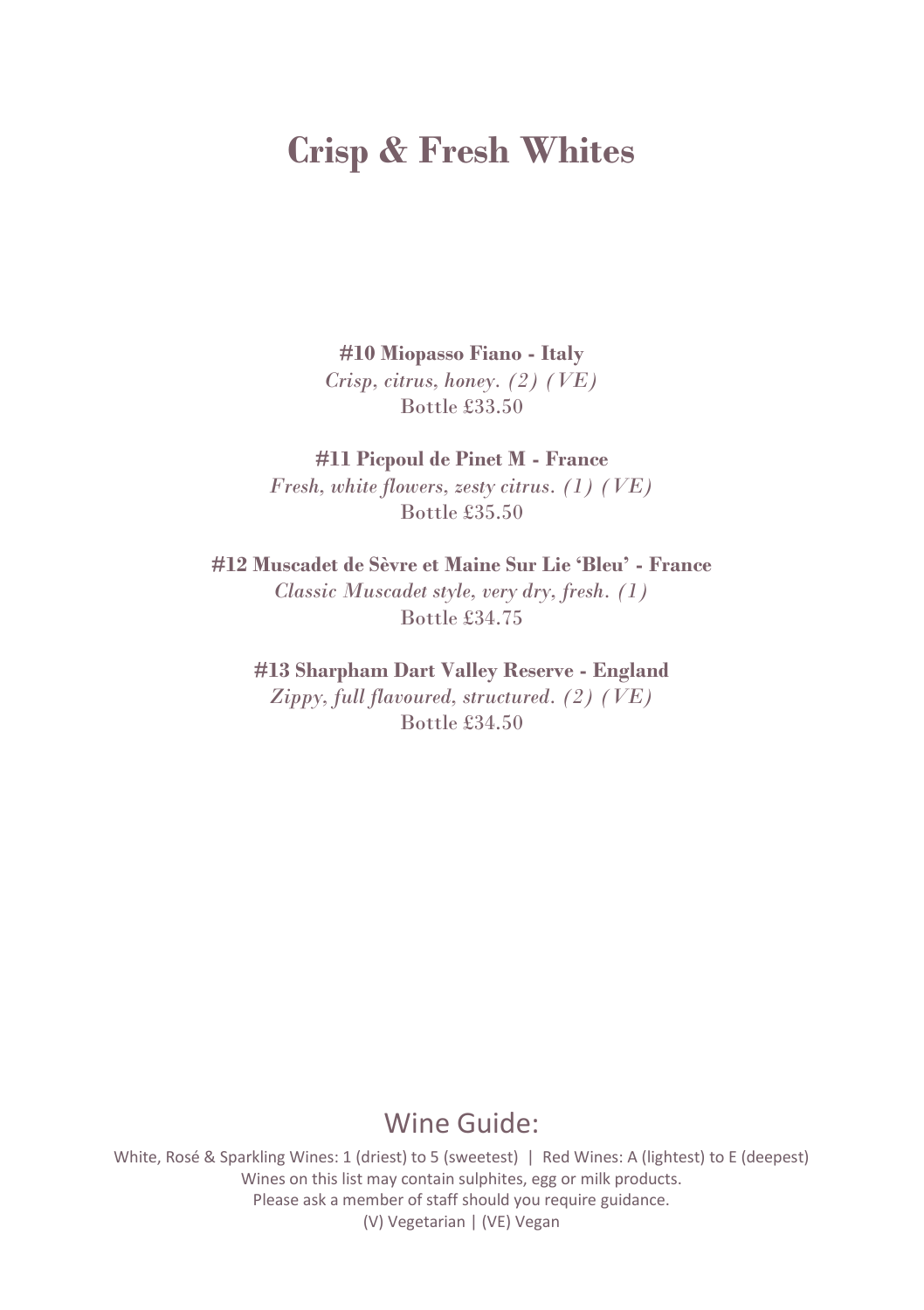# Crisp & Fresh Whites

**#10 Miopasso Fiano - Italy**
*Crisp, citrus, honey. (2) (VE)*
Bottle £33.50

**#11 Picpoul de Pinet M - France**
*Fresh, white flowers, zesty citrus. (1) (VE)*
Bottle £35.50

**#12 Muscadet de Sèvre et Maine Sur Lie 'Bleu' - France**
*Classic Muscadet style, very dry, fresh. (1)*
Bottle £34.75

**#13 Sharpham Dart Valley Reserve - England**
*Zippy, full flavoured, structured. (2) (VE)*
Bottle £34.50

## Wine Guide:

White, Rosé & Sparkling Wines: 1 (driest) to 5 (sweetest) | Red Wines: A (lightest) to E (deepest)
Wines on this list may contain sulphites, egg or milk products.
Please ask a member of staff should you require guidance.
(V) Vegetarian | (VE) Vegan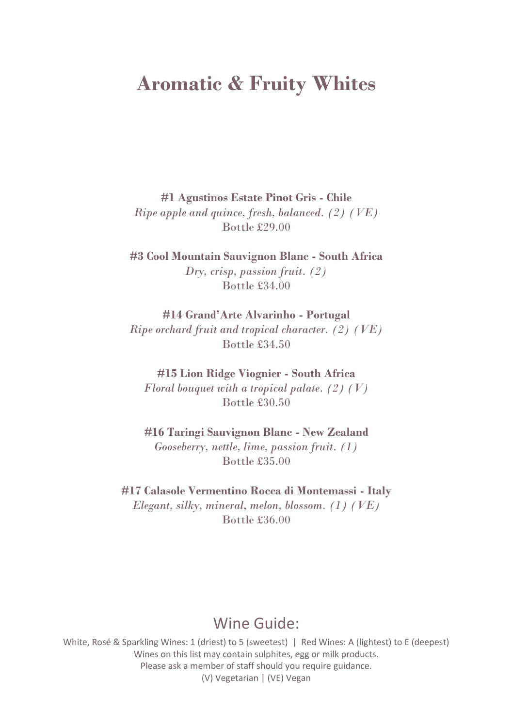# Aromatic & Fruity Whites

**#1 Agustinos Estate Pinot Gris - Chile**
*Ripe apple and quince, fresh, balanced. (2) (VE)*
Bottle £29.00

**#3 Cool Mountain Sauvignon Blanc - South Africa**
*Dry, crisp, passion fruit. (2)*
Bottle £34.00

**#14 Grand'Arte Alvarinho - Portugal**
*Ripe orchard fruit and tropical character. (2) (VE)*
Bottle £34.50

**#15 Lion Ridge Viognier - South Africa**
*Floral bouquet with a tropical palate. (2) (V)*
Bottle £30.50

**#16 Taringi Sauvignon Blanc - New Zealand**
*Gooseberry, nettle, lime, passion fruit. (1)*
Bottle £35.00

**#17 Calasole Vermentino Rocca di Montemassi - Italy**
*Elegant, silky, mineral, melon, blossom. (1) (VE)*
Bottle £36.00

## Wine Guide:

White, Rosé & Sparkling Wines: 1 (driest) to 5 (sweetest) | Red Wines: A (lightest) to E (deepest)
Wines on this list may contain sulphites, egg or milk products.
Please ask a member of staff should you require guidance.
(V) Vegetarian | (VE) Vegan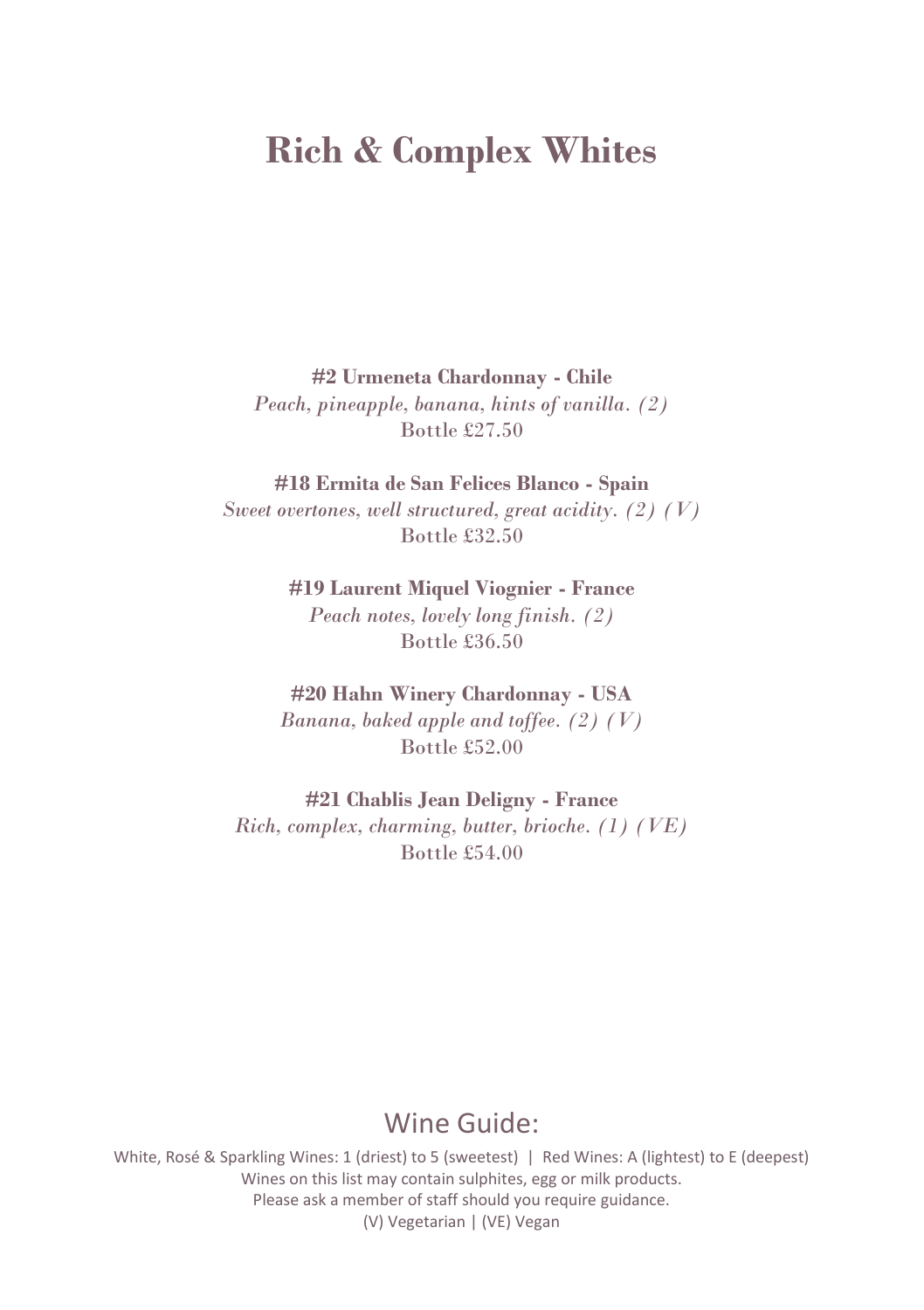# Rich & Complex Whites

**#2 Urmeneta Chardonnay - Chile**
*Peach, pineapple, banana, hints of vanilla. (2)*
Bottle £27.50

**#18 Ermita de San Felices Blanco - Spain**
*Sweet overtones, well structured, great acidity. (2) (V)*
Bottle £32.50

**#19 Laurent Miquel Viognier - France**
*Peach notes, lovely long finish. (2)*
Bottle £36.50

**#20 Hahn Winery Chardonnay - USA**
*Banana, baked apple and toffee. (2) (V)*
Bottle £52.00

**#21 Chablis Jean Deligny - France**
*Rich, complex, charming, butter, brioche. (1) (VE)*
Bottle £54.00

## Wine Guide:

White, Rosé & Sparkling Wines: 1 (driest) to 5 (sweetest) | Red Wines: A (lightest) to E (deepest)
Wines on this list may contain sulphites, egg or milk products.
Please ask a member of staff should you require guidance.
(V) Vegetarian | (VE) Vegan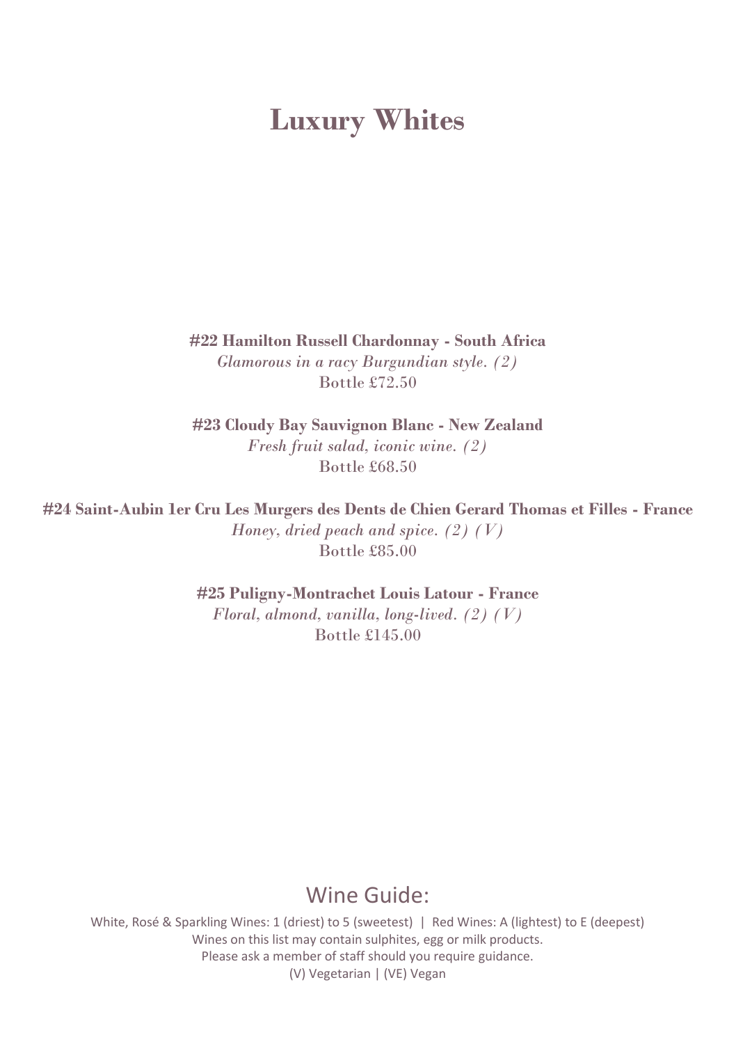# Luxury Whites

**#22 Hamilton Russell Chardonnay - South Africa**
*Glamorous in a racy Burgundian style. (2)*
Bottle £72.50

**#23 Cloudy Bay Sauvignon Blanc - New Zealand**
*Fresh fruit salad, iconic wine. (2)*
Bottle £68.50

**#24 Saint-Aubin 1er Cru Les Murgers des Dents de Chien Gerard Thomas et Filles - France**
*Honey, dried peach and spice. (2) (V)*
Bottle £85.00

**#25 Puligny-Montrachet Louis Latour - France**
*Floral, almond, vanilla, long-lived. (2) (V)*
Bottle £145.00

## Wine Guide:

White, Rosé & Sparkling Wines: 1 (driest) to 5 (sweetest) | Red Wines: A (lightest) to E (deepest)
Wines on this list may contain sulphites, egg or milk products.
Please ask a member of staff should you require guidance.
(V) Vegetarian | (VE) Vegan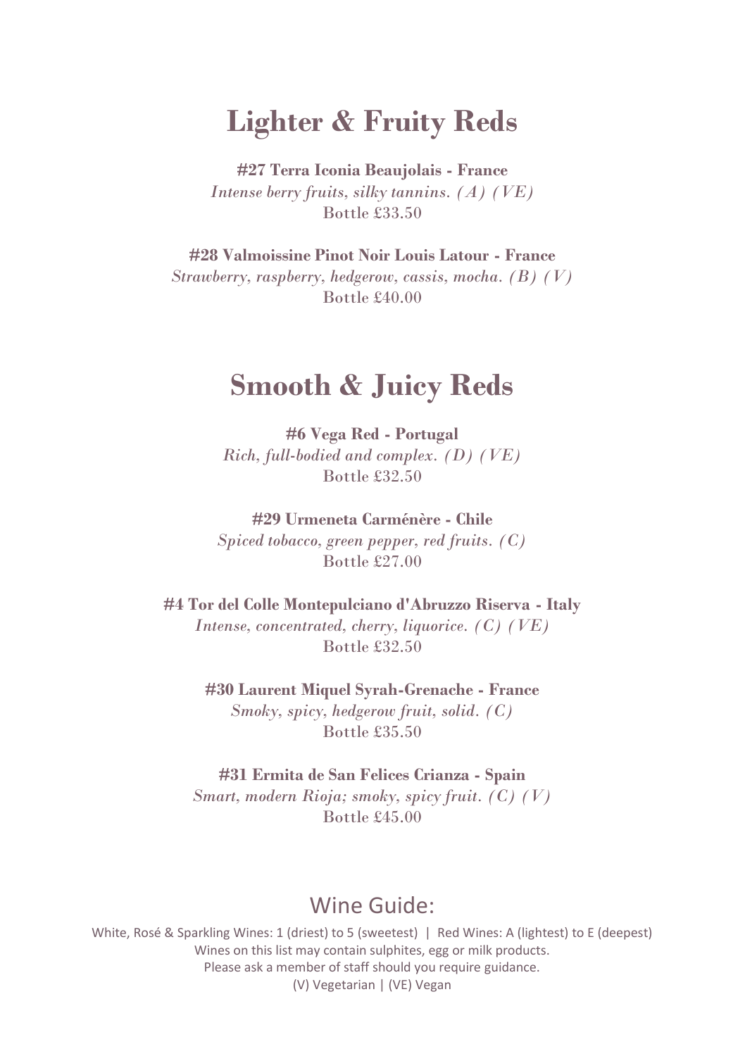# Lighter & Fruity Reds

**#27 Terra Iconia Beaujolais - France**
*Intense berry fruits, silky tannins. (A) (VE)*
Bottle £33.50

**#28 Valmoissine Pinot Noir Louis Latour - France**
*Strawberry, raspberry, hedgerow, cassis, mocha. (B) (V)*
Bottle £40.00

# Smooth & Juicy Reds

**#6 Vega Red - Portugal**
*Rich, full-bodied and complex. (D) (VE)*
Bottle £32.50

**#29 Urmeneta Carménère - Chile**
*Spiced tobacco, green pepper, red fruits. (C)*
Bottle £27.00

**#4 Tor del Colle Montepulciano d'Abruzzo Riserva - Italy**
*Intense, concentrated, cherry, liquorice. (C) (VE)*
Bottle £32.50

**#30 Laurent Miquel Syrah-Grenache - France**
*Smoky, spicy, hedgerow fruit, solid. (C)*
Bottle £35.50

**#31 Ermita de San Felices Crianza - Spain**
*Smart, modern Rioja; smoky, spicy fruit. (C) (V)*
Bottle £45.00

## Wine Guide:

White, Rosé & Sparkling Wines: 1 (driest) to 5 (sweetest) | Red Wines: A (lightest) to E (deepest)
Wines on this list may contain sulphites, egg or milk products.
Please ask a member of staff should you require guidance.
(V) Vegetarian | (VE) Vegan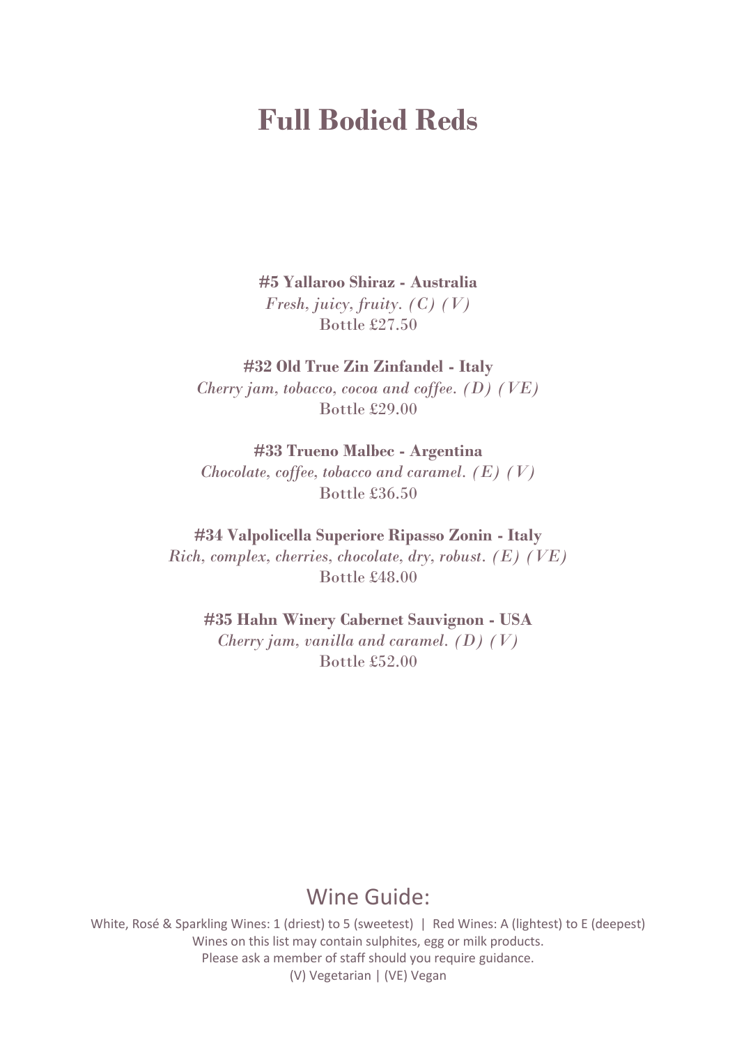# Full Bodied Reds

**#5 Yallaroo Shiraz - Australia**
*Fresh, juicy, fruity. (C) (V)*
Bottle £27.50

**#32 Old True Zin Zinfandel - Italy**
*Cherry jam, tobacco, cocoa and coffee. (D) (VE)*
Bottle £29.00

**#33 Trueno Malbec - Argentina**
*Chocolate, coffee, tobacco and caramel. (E) (V)*
Bottle £36.50

**#34 Valpolicella Superiore Ripasso Zonin - Italy**
*Rich, complex, cherries, chocolate, dry, robust. (E) (VE)*
Bottle £48.00

**#35 Hahn Winery Cabernet Sauvignon - USA**
*Cherry jam, vanilla and caramel. (D) (V)*
Bottle £52.00

## Wine Guide:

White, Rosé & Sparkling Wines: 1 (driest) to 5 (sweetest) | Red Wines: A (lightest) to E (deepest)
Wines on this list may contain sulphites, egg or milk products.
Please ask a member of staff should you require guidance.
(V) Vegetarian | (VE) Vegan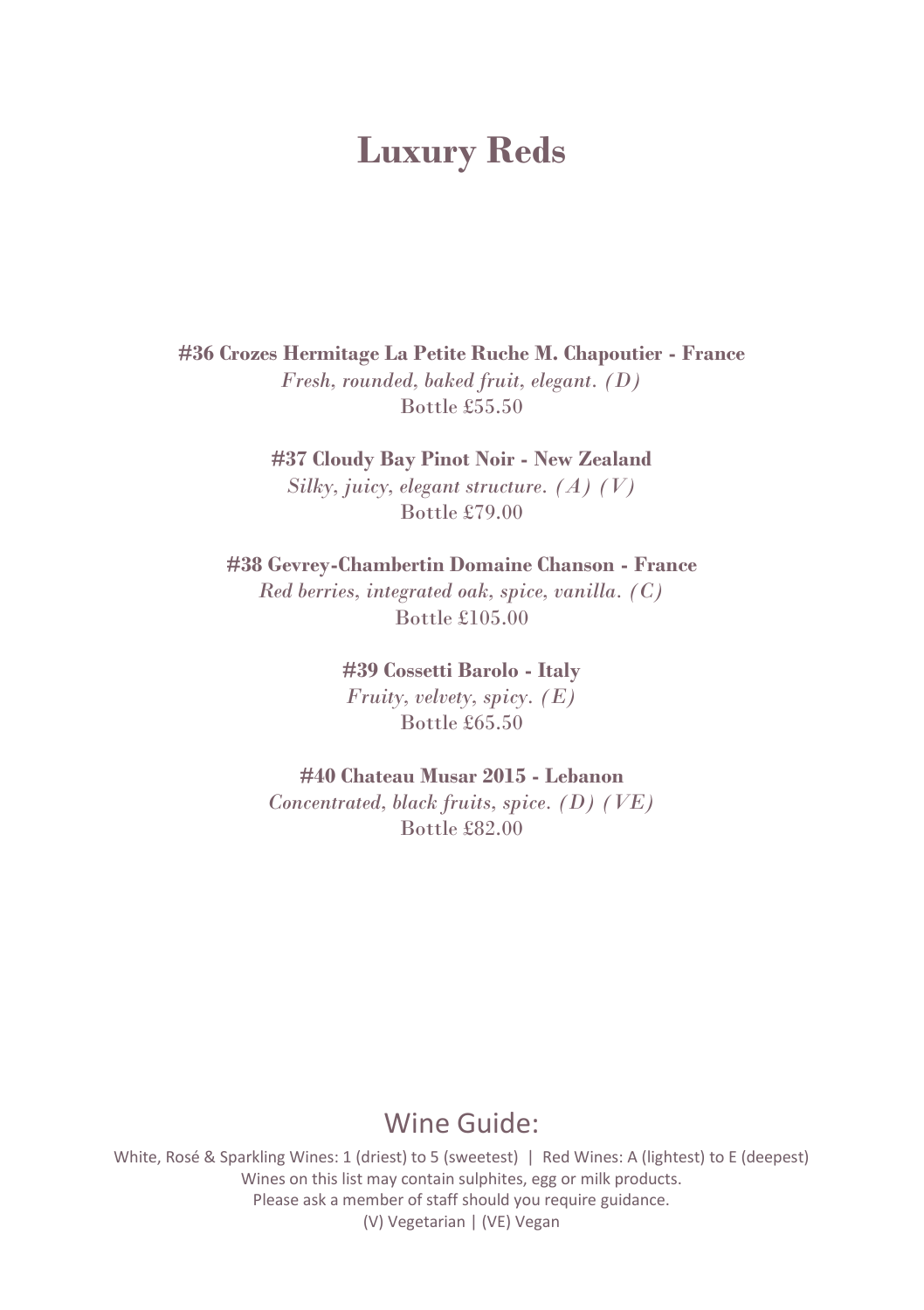# Luxury Reds

**#36 Crozes Hermitage La Petite Ruche M. Chapoutier - France**
*Fresh, rounded, baked fruit, elegant. (D)*
Bottle £55.50

**#37 Cloudy Bay Pinot Noir - New Zealand**
*Silky, juicy, elegant structure. (A) (V)*
Bottle £79.00

**#38 Gevrey-Chambertin Domaine Chanson - France**
*Red berries, integrated oak, spice, vanilla. (C)*
Bottle £105.00

**#39 Cossetti Barolo - Italy**
*Fruity, velvety, spicy. (E)*
Bottle £65.50

**#40 Chateau Musar 2015 - Lebanon**
*Concentrated, black fruits, spice. (D) (VE)*
Bottle £82.00

## Wine Guide:

White, Rosé & Sparkling Wines: 1 (driest) to 5 (sweetest) | Red Wines: A (lightest) to E (deepest)
Wines on this list may contain sulphites, egg or milk products.
Please ask a member of staff should you require guidance.
(V) Vegetarian | (VE) Vegan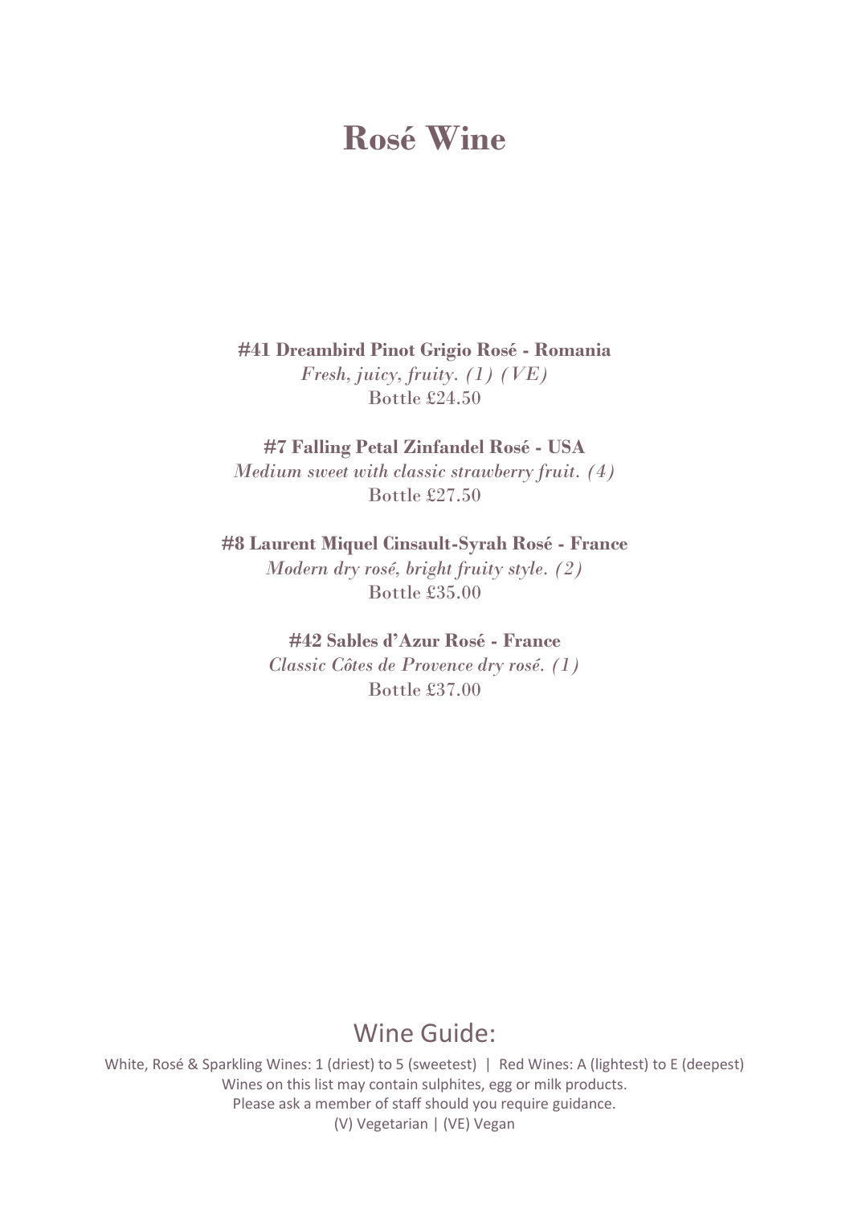# Rosé Wine

**#41 Dreambird Pinot Grigio Rosé - Romania**
*Fresh, juicy, fruity. (1) (VE)*
Bottle £24.50

**#7 Falling Petal Zinfandel Rosé - USA**
*Medium sweet with classic strawberry fruit. (4)*
Bottle £27.50

**#8 Laurent Miquel Cinsault-Syrah Rosé - France**
*Modern dry rosé, bright fruity style. (2)*
Bottle £35.00

**#42 Sables d'Azur Rosé - France**
*Classic Côtes de Provence dry rosé. (1)*
Bottle £37.00

## Wine Guide:

White, Rosé & Sparkling Wines: 1 (driest) to 5 (sweetest) | Red Wines: A (lightest) to E (deepest)
Wines on this list may contain sulphites, egg or milk products.
Please ask a member of staff should you require guidance.
(V) Vegetarian | (VE) Vegan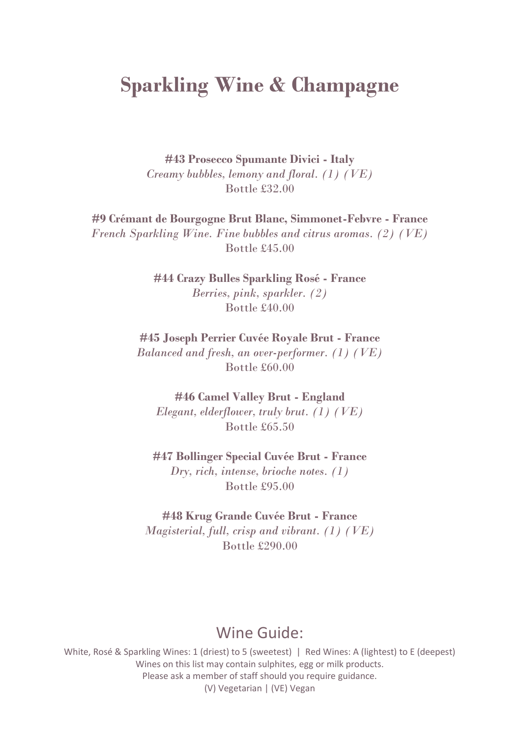# Sparkling Wine & Champagne

**#43 Prosecco Spumante Divici - Italy**
*Creamy bubbles, lemony and floral. (1) (VE)*
Bottle £32.00

**#9 Crémant de Bourgogne Brut Blanc, Simmonet-Febvre - France**
*French Sparkling Wine. Fine bubbles and citrus aromas. (2) (VE)*
Bottle £45.00

**#44 Crazy Bulles Sparkling Rosé - France**
*Berries, pink, sparkler. (2)*
Bottle £40.00

**#45 Joseph Perrier Cuvée Royale Brut - France**
*Balanced and fresh, an over-performer. (1) (VE)*
Bottle £60.00

**#46 Camel Valley Brut - England**
*Elegant, elderflower, truly brut. (1) (VE)*
Bottle £65.50

**#47 Bollinger Special Cuvée Brut - France**
*Dry, rich, intense, brioche notes. (1)*
Bottle £95.00

**#48 Krug Grande Cuvée Brut - France**
*Magisterial, full, crisp and vibrant. (1) (VE)*
Bottle £290.00

## Wine Guide:

White, Rosé & Sparkling Wines: 1 (driest) to 5 (sweetest) | Red Wines: A (lightest) to E (deepest)
Wines on this list may contain sulphites, egg or milk products.
Please ask a member of staff should you require guidance.
(V) Vegetarian | (VE) Vegan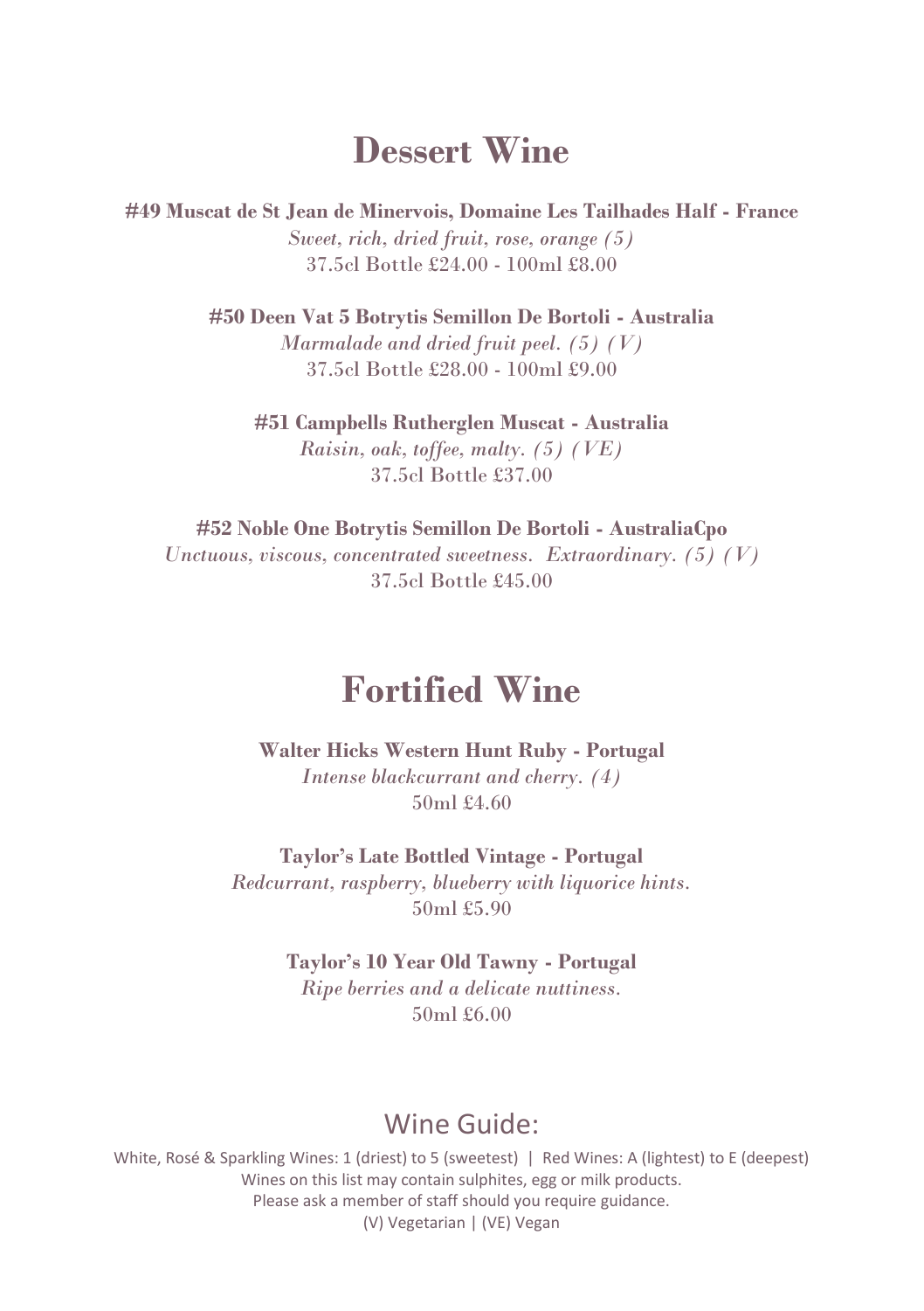# Dessert Wine

**#49 Muscat de St Jean de Minervois, Domaine Les Tailhades Half - France**
*Sweet, rich, dried fruit, rose, orange (5)*
37.5cl Bottle £24.00 - 100ml £8.00

**#50 Deen Vat 5 Botrytis Semillon De Bortoli - Australia**
*Marmalade and dried fruit peel. (5) (V)*
37.5cl Bottle £28.00 - 100ml £9.00

**#51 Campbells Rutherglen Muscat - Australia**
*Raisin, oak, toffee, malty. (5) (VE)*
37.5cl Bottle £37.00

**#52 Noble One Botrytis Semillon De Bortoli - AustraliaCpo**
*Unctuous, viscous, concentrated sweetness. Extraordinary. (5) (V)*
37.5cl Bottle £45.00

# Fortified Wine

**Walter Hicks Western Hunt Ruby - Portugal**
*Intense blackcurrant and cherry. (4)*
50ml £4.60

**Taylor's Late Bottled Vintage - Portugal**
*Redcurrant, raspberry, blueberry with liquorice hints.*
50ml £5.90

**Taylor's 10 Year Old Tawny - Portugal**
*Ripe berries and a delicate nuttiness.*
50ml £6.00

## Wine Guide:

White, Rosé & Sparkling Wines: 1 (driest) to 5 (sweetest) | Red Wines: A (lightest) to E (deepest)
Wines on this list may contain sulphites, egg or milk products.
Please ask a member of staff should you require guidance.
(V) Vegetarian | (VE) Vegan